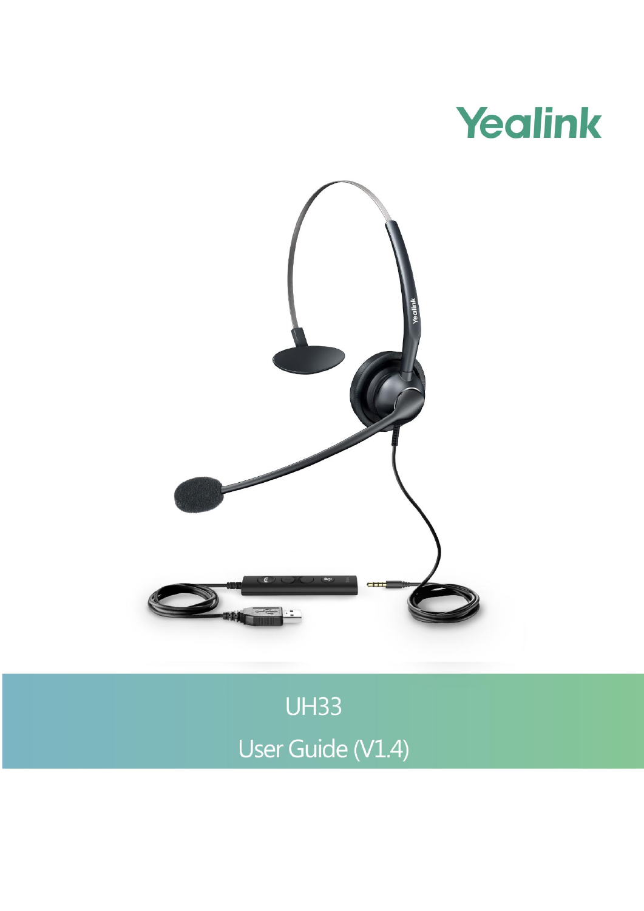Yealink

# UH33

User Guide (V1.4)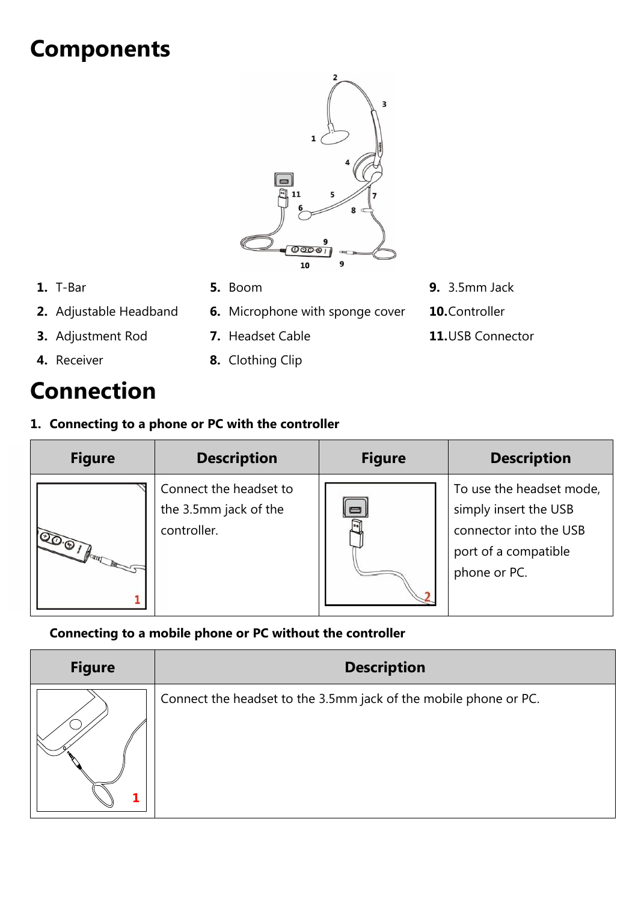# Components

1. T-Bar
2. Adjustable Headband
3. Adjustment Rod
4. Receiver
5. Boom
6. Microphone with sponge cover
7. Headset Cable
8. Clothing Clip
9. 3.5mm Jack
10. Controller
11. USB Connector

# Connection

**1. Connecting to a phone or PC with the controller**

| Figure | Description | Figure | Description |
|---|---|---|---|
| 1 | Connect the headset to the 3.5mm jack of the controller. | 2 | To use the headset mode, simply insert the USB connector into the USB port of a compatible phone or PC. |

**Connecting to a mobile phone or PC without the controller**

| Figure | Description |
|---|---|
| 1 | Connect the headset to the 3.5mm jack of the mobile phone or PC. |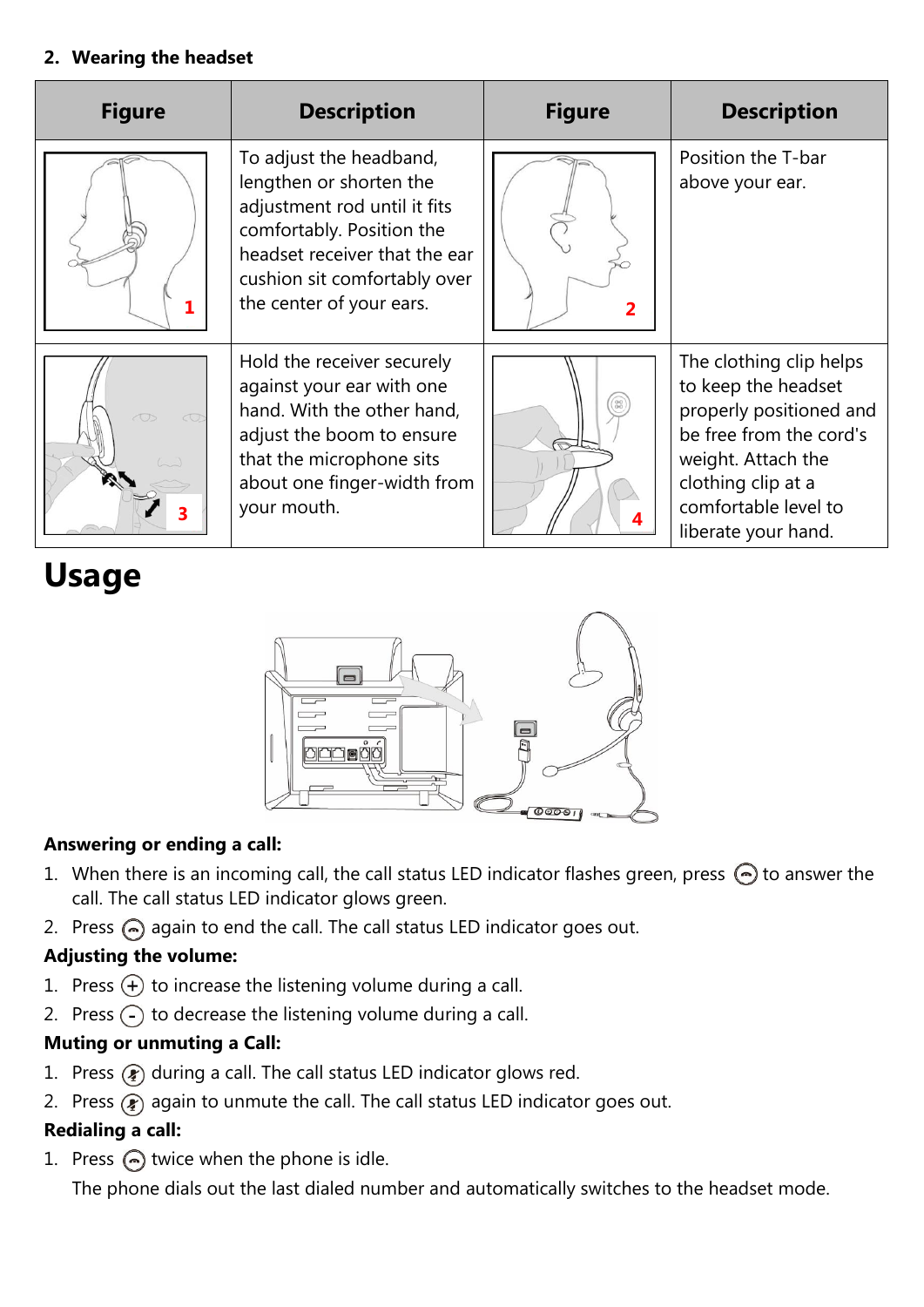### 2. Wearing the headset

| Figure | Description | Figure | Description |
|---|---|---|---|
| 1 | To adjust the headband, lengthen or shorten the adjustment rod until it fits comfortably. Position the headset receiver that the ear cushion sit comfortably over the center of your ears. | 2 | Position the T-bar above your ear. |
| 3 | Hold the receiver securely against your ear with one hand. With the other hand, adjust the boom to ensure that the microphone sits about one finger-width from your mouth. | 4 | The clothing clip helps to keep the headset properly positioned and be free from the cord's weight. Attach the clothing clip at a comfortable level to liberate your hand. |

# Usage

**Answering or ending a call:**

1. When there is an incoming call, the call status LED indicator flashes green, press to answer the call. The call status LED indicator glows green.
2. Press again to end the call. The call status LED indicator goes out.

**Adjusting the volume:**

1. Press to increase the listening volume during a call.
2. Press to decrease the listening volume during a call.

**Muting or unmuting a Call:**

1. Press during a call. The call status LED indicator glows red.
2. Press again to unmute the call. The call status LED indicator goes out.

**Redialing a call:**

1. Press twice when the phone is idle.

   The phone dials out the last dialed number and automatically switches to the headset mode.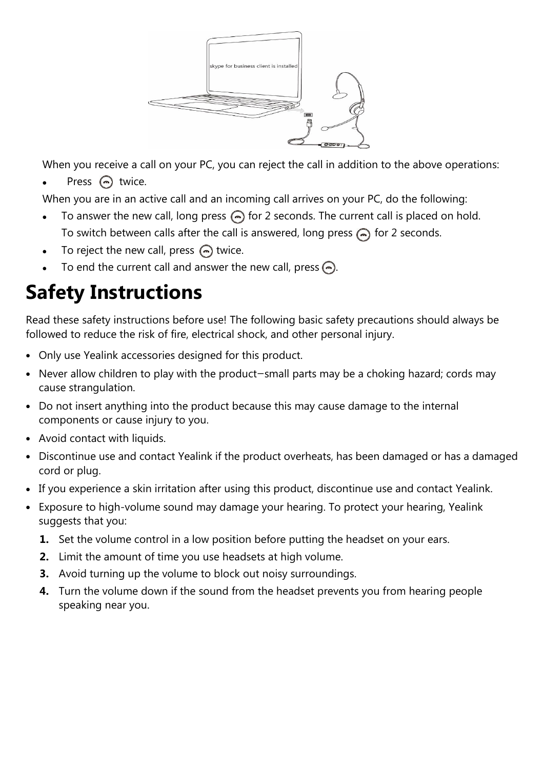When you receive a call on your PC, you can reject the call in addition to the above operations:

- Press twice.

When you are in an active call and an incoming call arrives on your PC, do the following:

- To answer the new call, long press for 2 seconds. The current call is placed on hold. To switch between calls after the call is answered, long press for 2 seconds.
- To reject the new call, press twice.
- To end the current call and answer the new call, press .

# Safety Instructions

Read these safety instructions before use! The following basic safety precautions should always be followed to reduce the risk of fire, electrical shock, and other personal injury.

- Only use Yealink accessories designed for this product.
- Never allow children to play with the product−small parts may be a choking hazard; cords may cause strangulation.
- Do not insert anything into the product because this may cause damage to the internal components or cause injury to you.
- Avoid contact with liquids.
- Discontinue use and contact Yealink if the product overheats, has been damaged or has a damaged cord or plug.
- If you experience a skin irritation after using this product, discontinue use and contact Yealink.
- Exposure to high-volume sound may damage your hearing. To protect your hearing, Yealink suggests that you:
  1. Set the volume control in a low position before putting the headset on your ears.
  2. Limit the amount of time you use headsets at high volume.
  3. Avoid turning up the volume to block out noisy surroundings.
  4. Turn the volume down if the sound from the headset prevents you from hearing people speaking near you.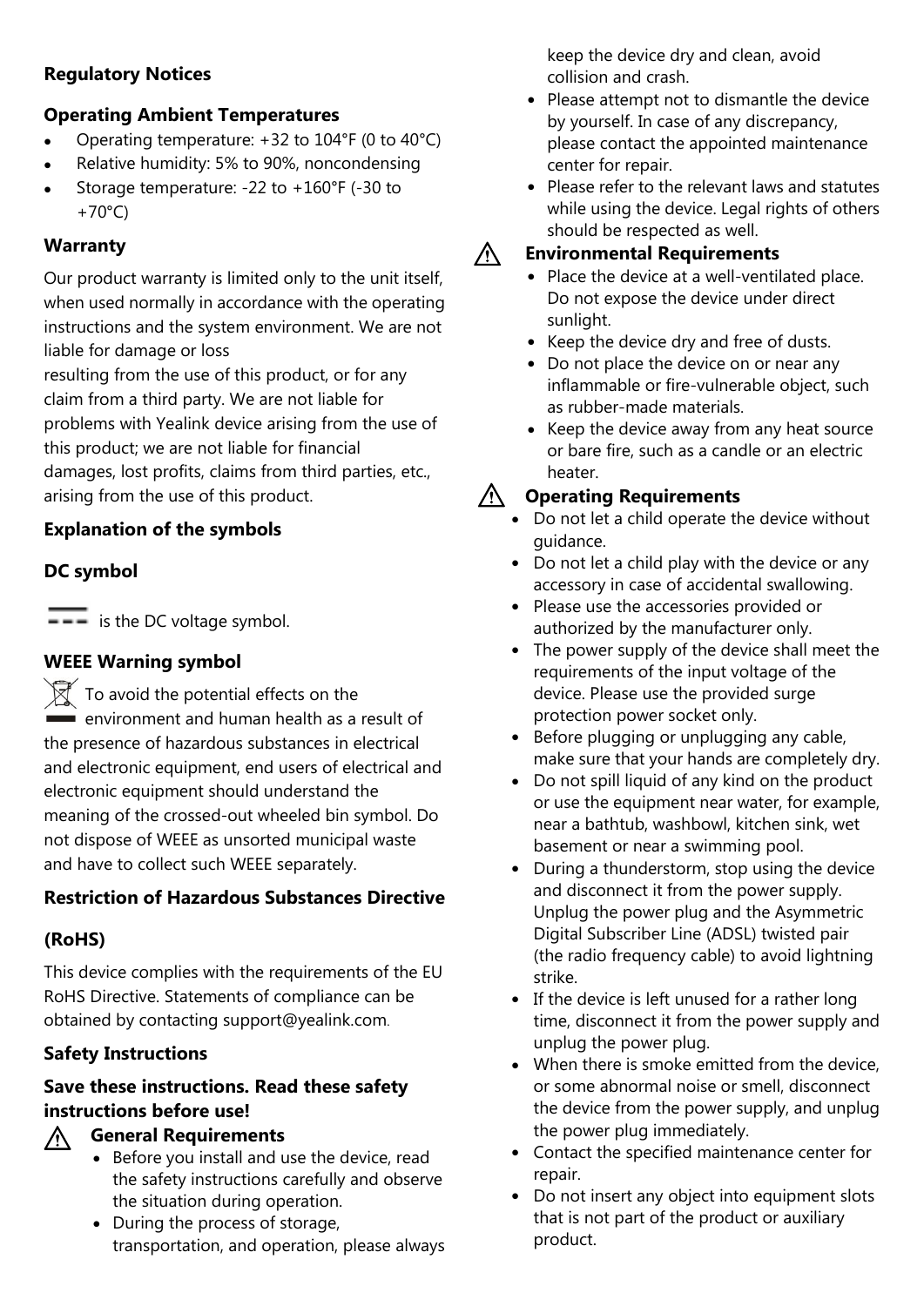## Regulatory Notices

### Operating Ambient Temperatures

- Operating temperature: +32 to 104°F (0 to 40°C)
- Relative humidity: 5% to 90%, noncondensing
- Storage temperature: -22 to +160°F (-30 to +70°C)

### Warranty

Our product warranty is limited only to the unit itself, when used normally in accordance with the operating instructions and the system environment. We are not liable for damage or loss resulting from the use of this product, or for any claim from a third party. We are not liable for problems with Yealink device arising from the use of this product; we are not liable for financial damages, lost profits, claims from third parties, etc., arising from the use of this product.

### Explanation of the symbols

### DC symbol

⎓ is the DC voltage symbol.

### WEEE Warning symbol

To avoid the potential effects on the environment and human health as a result of the presence of hazardous substances in electrical and electronic equipment, end users of electrical and electronic equipment should understand the meaning of the crossed-out wheeled bin symbol. Do not dispose of WEEE as unsorted municipal waste and have to collect such WEEE separately.

### Restriction of Hazardous Substances Directive (RoHS)

This device complies with the requirements of the EU RoHS Directive. Statements of compliance can be obtained by contacting support@yealink.com.

### Safety Instructions

### Save these instructions. Read these safety instructions before use!

**⚠ General Requirements**

- Before you install and use the device, read the safety instructions carefully and observe the situation during operation.
- During the process of storage, transportation, and operation, please always keep the device dry and clean, avoid collision and crash.
- Please attempt not to dismantle the device by yourself. In case of any discrepancy, please contact the appointed maintenance center for repair.
- Please refer to the relevant laws and statutes while using the device. Legal rights of others should be respected as well.

**⚠ Environmental Requirements**

- Place the device at a well-ventilated place. Do not expose the device under direct sunlight.
- Keep the device dry and free of dusts.
- Do not place the device on or near any inflammable or fire-vulnerable object, such as rubber-made materials.
- Keep the device away from any heat source or bare fire, such as a candle or an electric heater.

**⚠ Operating Requirements**

- Do not let a child operate the device without guidance.
- Do not let a child play with the device or any accessory in case of accidental swallowing.
- Please use the accessories provided or authorized by the manufacturer only.
- The power supply of the device shall meet the requirements of the input voltage of the device. Please use the provided surge protection power socket only.
- Before plugging or unplugging any cable, make sure that your hands are completely dry.
- Do not spill liquid of any kind on the product or use the equipment near water, for example, near a bathtub, washbowl, kitchen sink, wet basement or near a swimming pool.
- During a thunderstorm, stop using the device and disconnect it from the power supply. Unplug the power plug and the Asymmetric Digital Subscriber Line (ADSL) twisted pair (the radio frequency cable) to avoid lightning strike.
- If the device is left unused for a rather long time, disconnect it from the power supply and unplug the power plug.
- When there is smoke emitted from the device, or some abnormal noise or smell, disconnect the device from the power supply, and unplug the power plug immediately.
- Contact the specified maintenance center for repair.
- Do not insert any object into equipment slots that is not part of the product or auxiliary product.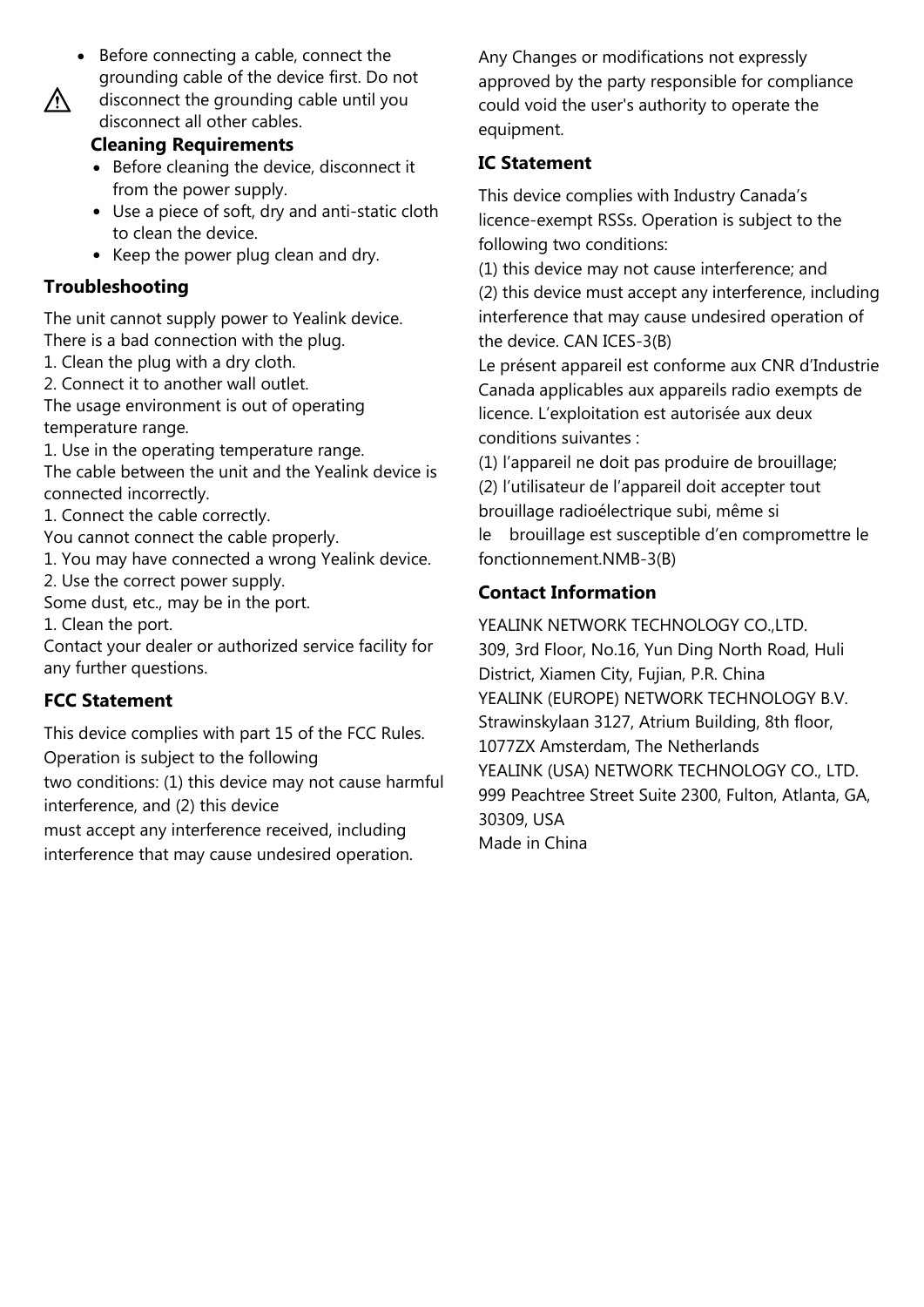⚠

- Before connecting a cable, connect the grounding cable of the device first. Do not disconnect the grounding cable until you disconnect all other cables.

**Cleaning Requirements**

- Before cleaning the device, disconnect it from the power supply.
- Use a piece of soft, dry and anti-static cloth to clean the device.
- Keep the power plug clean and dry.

## Troubleshooting

The unit cannot supply power to Yealink device.
There is a bad connection with the plug.
1. Clean the plug with a dry cloth.
2. Connect it to another wall outlet.
The usage environment is out of operating temperature range.
1. Use in the operating temperature range.
The cable between the unit and the Yealink device is connected incorrectly.
1. Connect the cable correctly.
You cannot connect the cable properly.
1. You may have connected a wrong Yealink device.
2. Use the correct power supply.
Some dust, etc., may be in the port.
1. Clean the port.
Contact your dealer or authorized service facility for any further questions.

## FCC Statement

This device complies with part 15 of the FCC Rules. Operation is subject to the following
two conditions: (1) this device may not cause harmful interference, and (2) this device
must accept any interference received, including interference that may cause undesired operation.

Any Changes or modifications not expressly approved by the party responsible for compliance could void the user's authority to operate the equipment.

## IC Statement

This device complies with Industry Canada's licence-exempt RSSs. Operation is subject to the following two conditions:
(1) this device may not cause interference; and
(2) this device must accept any interference, including interference that may cause undesired operation of the device. CAN ICES-3(B)
Le présent appareil est conforme aux CNR d'Industrie Canada applicables aux appareils radio exempts de licence. L'exploitation est autorisée aux deux conditions suivantes :
(1) l'appareil ne doit pas produire de brouillage;
(2) l'utilisateur de l'appareil doit accepter tout brouillage radioélectrique subi, même si
le brouillage est susceptible d'en compromettre le fonctionnement.NMB-3(B)

## Contact Information

YEALINK NETWORK TECHNOLOGY CO.,LTD.
309, 3rd Floor, No.16, Yun Ding North Road, Huli District, Xiamen City, Fujian, P.R. China
YEALINK (EUROPE) NETWORK TECHNOLOGY B.V.
Strawinskylaan 3127, Atrium Building, 8th floor, 1077ZX Amsterdam, The Netherlands
YEALINK (USA) NETWORK TECHNOLOGY CO., LTD.
999 Peachtree Street Suite 2300, Fulton, Atlanta, GA, 30309, USA
Made in China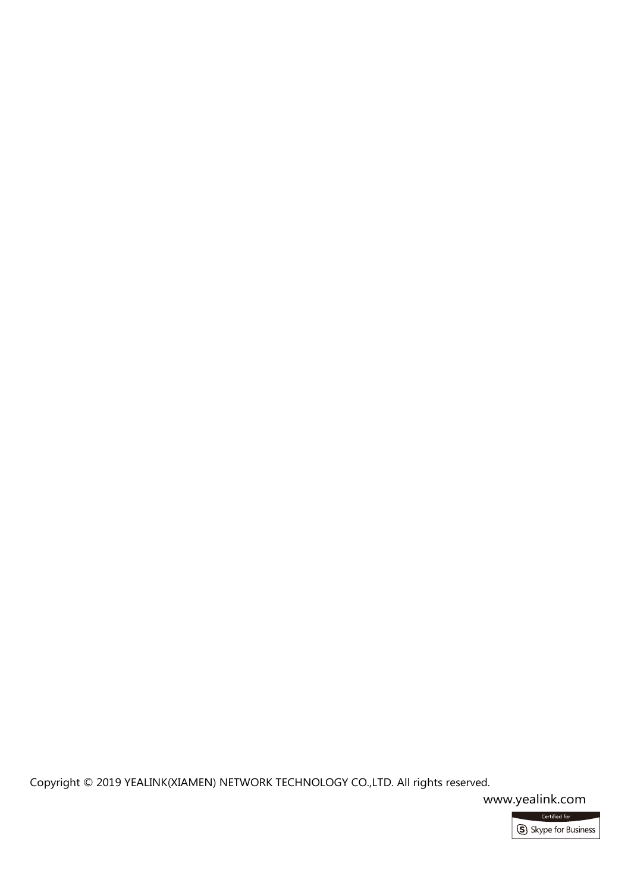Copyright © 2019 YEALINK(XIAMEN) NETWORK TECHNOLOGY CO.,LTD. All rights reserved.

www.yealink.com

Certified for

Skype for Business